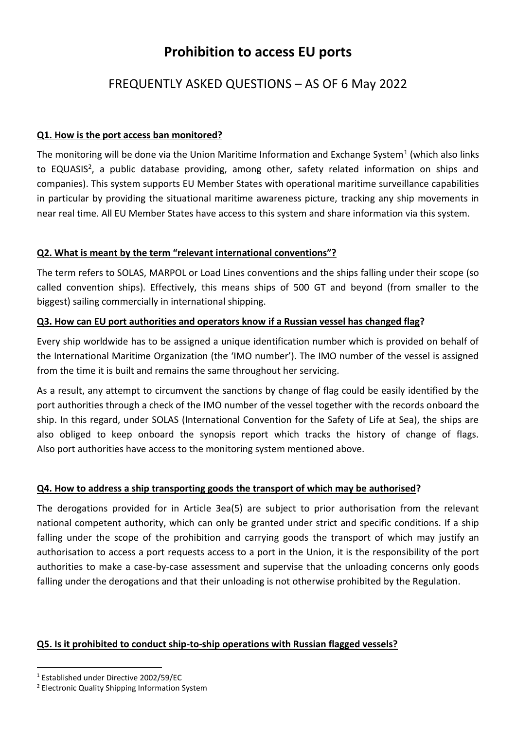# Prohibition to access EU ports

## FREQUENTLY ASKED QUESTIONS – AS OF 6 May 2022

**Q1. How is the port access ban monitored?**

The monitoring will be done via the Union Maritime Information and Exchange System[1] (which also links to EQUASIS[2], a public database providing, among other, safety related information on ships and companies). This system supports EU Member States with operational maritime surveillance capabilities in particular by providing the situational maritime awareness picture, tracking any ship movements in near real time. All EU Member States have access to this system and share information via this system.

**Q2. What is meant by the term "relevant international conventions"?**

The term refers to SOLAS, MARPOL or Load Lines conventions and the ships falling under their scope (so called convention ships). Effectively, this means ships of 500 GT and beyond (from smaller to the biggest) sailing commercially in international shipping.

**Q3. How can EU port authorities and operators know if a Russian vessel has changed flag?**

Every ship worldwide has to be assigned a unique identification number which is provided on behalf of the International Maritime Organization (the 'IMO number'). The IMO number of the vessel is assigned from the time it is built and remains the same throughout her servicing.

As a result, any attempt to circumvent the sanctions by change of flag could be easily identified by the port authorities through a check of the IMO number of the vessel together with the records onboard the ship. In this regard, under SOLAS (International Convention for the Safety of Life at Sea), the ships are also obliged to keep onboard the synopsis report which tracks the history of change of flags. Also port authorities have access to the monitoring system mentioned above.

**Q4. How to address a ship transporting goods the transport of which may be authorised?**

The derogations provided for in Article 3ea(5) are subject to prior authorisation from the relevant national competent authority, which can only be granted under strict and specific conditions. If a ship falling under the scope of the prohibition and carrying goods the transport of which may justify an authorisation to access a port requests access to a port in the Union, it is the responsibility of the port authorities to make a case-by-case assessment and supervise that the unloading concerns only goods falling under the derogations and that their unloading is not otherwise prohibited by the Regulation.

**Q5. Is it prohibited to conduct ship-to-ship operations with Russian flagged vessels?**

---

[1] Established under Directive 2002/59/EC

[2] Electronic Quality Shipping Information System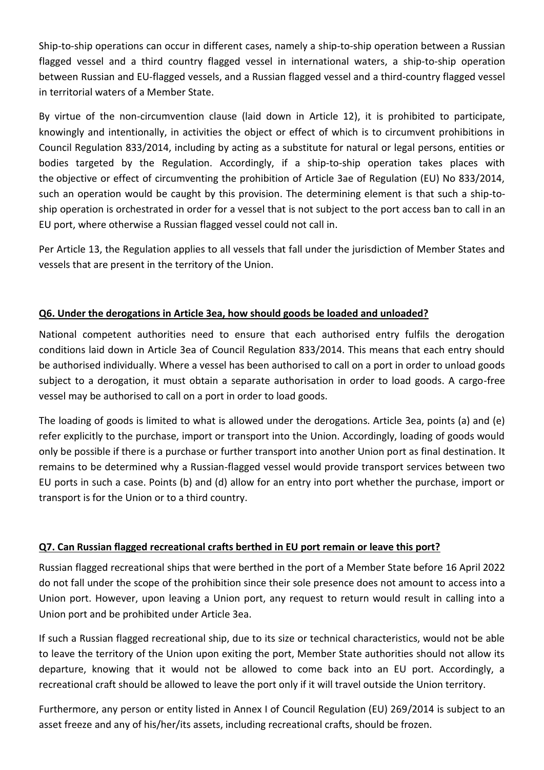Ship-to-ship operations can occur in different cases, namely a ship-to-ship operation between a Russian flagged vessel and a third country flagged vessel in international waters, a ship-to-ship operation between Russian and EU-flagged vessels, and a Russian flagged vessel and a third-country flagged vessel in territorial waters of a Member State.

By virtue of the non-circumvention clause (laid down in Article 12), it is prohibited to participate, knowingly and intentionally, in activities the object or effect of which is to circumvent prohibitions in Council Regulation 833/2014, including by acting as a substitute for natural or legal persons, entities or bodies targeted by the Regulation. Accordingly, if a ship-to-ship operation takes places with the objective or effect of circumventing the prohibition of Article 3ae of Regulation (EU) No 833/2014, such an operation would be caught by this provision. The determining element is that such a ship-to-ship operation is orchestrated in order for a vessel that is not subject to the port access ban to call in an EU port, where otherwise a Russian flagged vessel could not call in.

Per Article 13, the Regulation applies to all vessels that fall under the jurisdiction of Member States and vessels that are present in the territory of the Union.

**Q6. Under the derogations in Article 3ea, how should goods be loaded and unloaded?**

National competent authorities need to ensure that each authorised entry fulfils the derogation conditions laid down in Article 3ea of Council Regulation 833/2014. This means that each entry should be authorised individually. Where a vessel has been authorised to call on a port in order to unload goods subject to a derogation, it must obtain a separate authorisation in order to load goods. A cargo-free vessel may be authorised to call on a port in order to load goods.

The loading of goods is limited to what is allowed under the derogations. Article 3ea, points (a) and (e) refer explicitly to the purchase, import or transport into the Union. Accordingly, loading of goods would only be possible if there is a purchase or further transport into another Union port as final destination. It remains to be determined why a Russian-flagged vessel would provide transport services between two EU ports in such a case. Points (b) and (d) allow for an entry into port whether the purchase, import or transport is for the Union or to a third country.

**Q7. Can Russian flagged recreational crafts berthed in EU port remain or leave this port?**

Russian flagged recreational ships that were berthed in the port of a Member State before 16 April 2022 do not fall under the scope of the prohibition since their sole presence does not amount to access into a Union port. However, upon leaving a Union port, any request to return would result in calling into a Union port and be prohibited under Article 3ea.

If such a Russian flagged recreational ship, due to its size or technical characteristics, would not be able to leave the territory of the Union upon exiting the port, Member State authorities should not allow its departure, knowing that it would not be allowed to come back into an EU port. Accordingly, a recreational craft should be allowed to leave the port only if it will travel outside the Union territory.

Furthermore, any person or entity listed in Annex I of Council Regulation (EU) 269/2014 is subject to an asset freeze and any of his/her/its assets, including recreational crafts, should be frozen.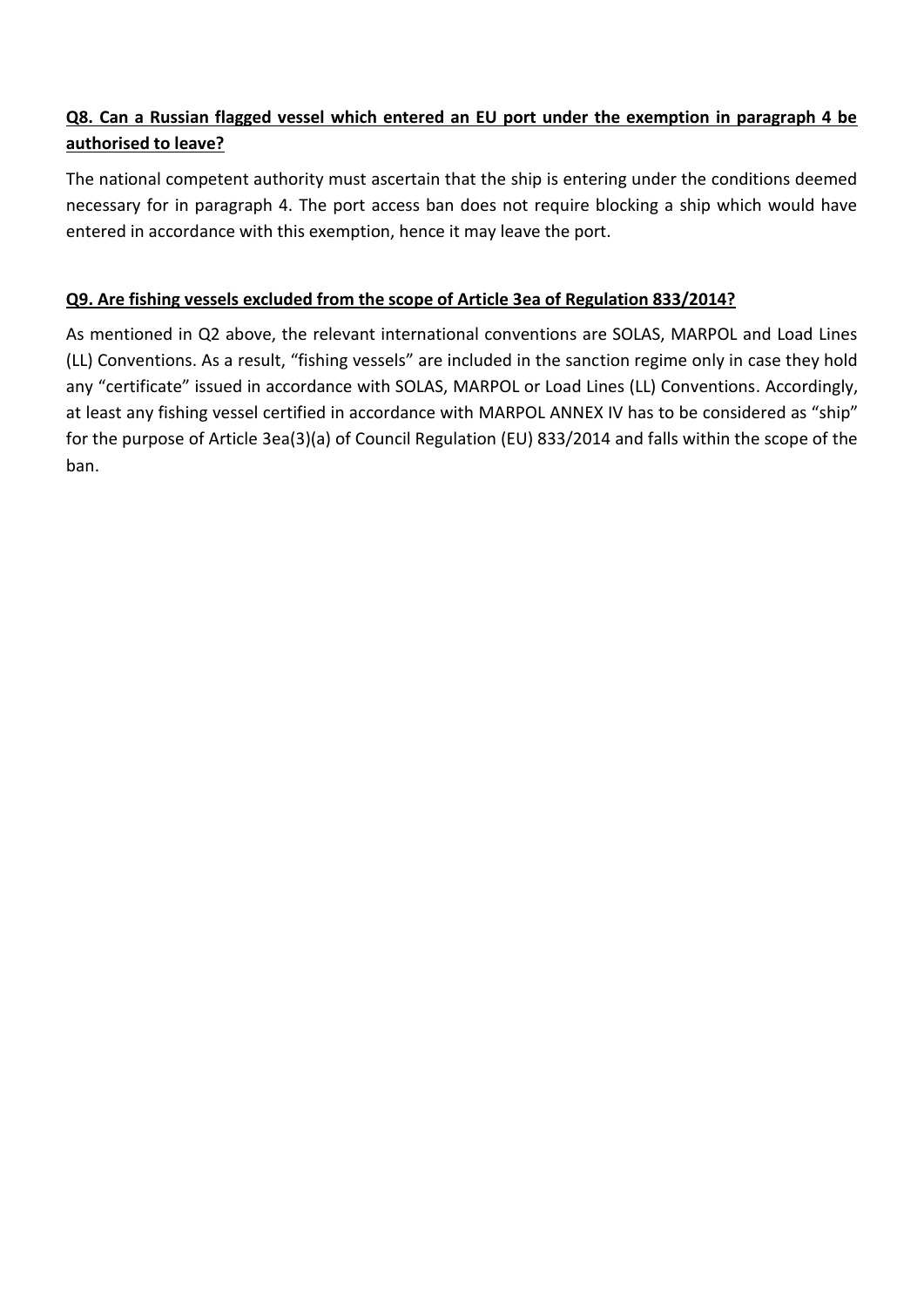**Q8. Can a Russian flagged vessel which entered an EU port under the exemption in paragraph 4 be authorised to leave?**

The national competent authority must ascertain that the ship is entering under the conditions deemed necessary for in paragraph 4. The port access ban does not require blocking a ship which would have entered in accordance with this exemption, hence it may leave the port.

**Q9. Are fishing vessels excluded from the scope of Article 3ea of Regulation 833/2014?**

As mentioned in Q2 above, the relevant international conventions are SOLAS, MARPOL and Load Lines (LL) Conventions. As a result, "fishing vessels" are included in the sanction regime only in case they hold any "certificate" issued in accordance with SOLAS, MARPOL or Load Lines (LL) Conventions. Accordingly, at least any fishing vessel certified in accordance with MARPOL ANNEX IV has to be considered as "ship" for the purpose of Article 3ea(3)(a) of Council Regulation (EU) 833/2014 and falls within the scope of the ban.